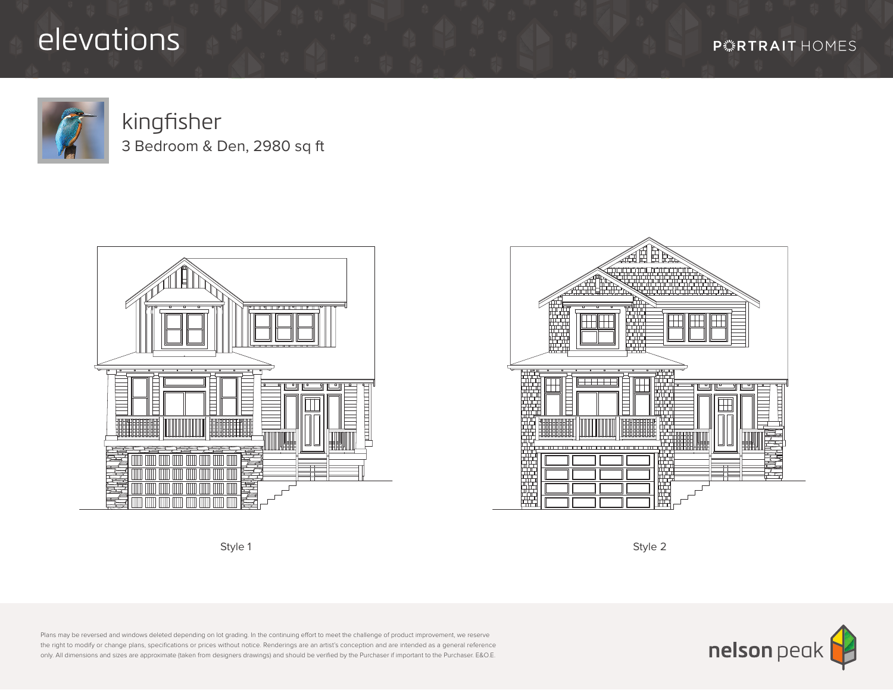# elevations

PORTRAIT HOMES

## kingfisher

3 Bedroom & Den, 2980 sq ft

Style 1

Style 2

Plans may be reversed and windows deleted depending on lot grading. In the continuing effort to meet the challenge of product improvement, we reserve the right to modify or change plans, specifications or prices without notice. Renderings are an artist's conception and are intended as a general reference only. All dimensions and sizes are approximate (taken from designers drawings) and should be verified by the Purchaser if important to the Purchaser. E&O.E.

nelson peak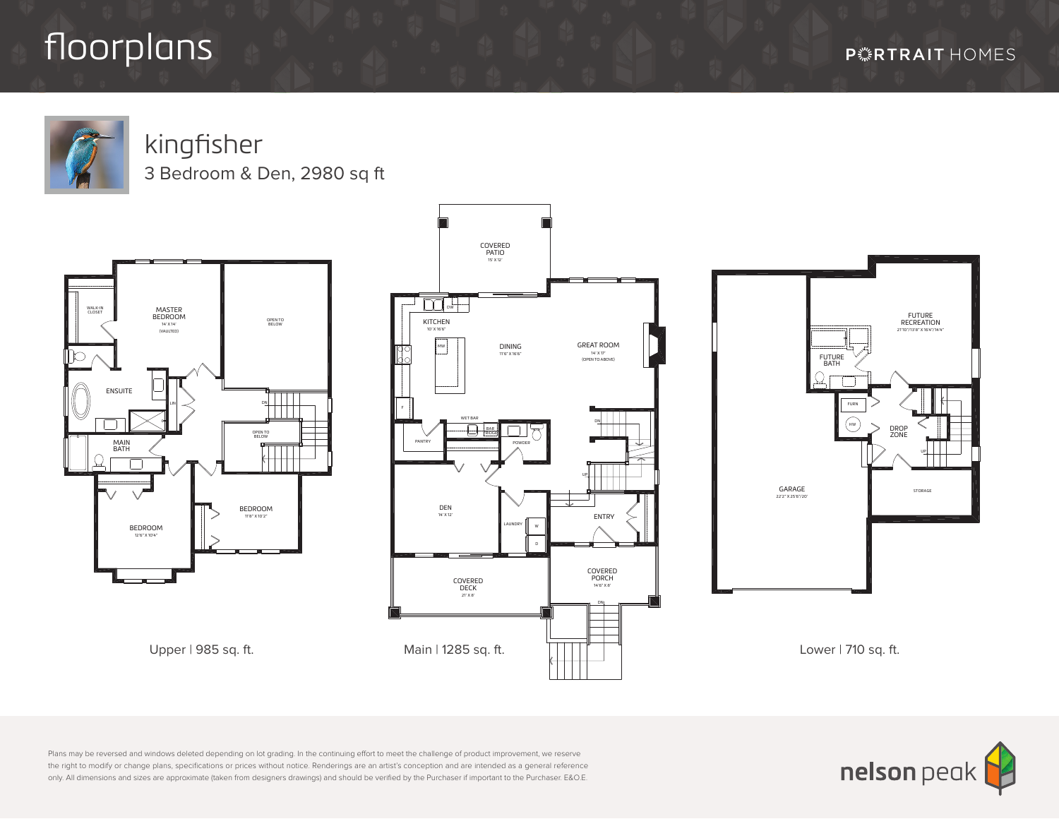# floorplans

PORTRAIT HOMES

## kingfisher

3 Bedroom & Den, 2980 sq ft

WALK-IN CLOSET

MASTER BEDROOM
14' X 14'
(VAULTED)

OPEN TO BELOW

ENSUITE

LIN

DN

OPEN TO BELOW

MAIN BATH

BEDROOM
11'8" X 10'2"

BEDROOM
12'6" X 10'4"

Upper | 985 sq. ft.

COVERED PATIO
15' X 12'

DW

KITCHEN
10' X 16'6"

MW

DINING
11'6" X 16'6"

GREAT ROOM
14' X 17'
(OPEN TO ABOVE)

F

WET BAR

BAR FRIDGE

PANTRY

POWDER

DN

UP

DEN
14' X 12'

LAUNDRY

W

D

ENTRY

COVERED DECK
21' X 8'

COVERED PORCH
14'6" X 8'

DN

Main | 1285 sq. ft.

FUTURE RECREATION
21'10"/13'8" X 16'4"/14'4"

FUTURE BATH

FURN

HW

DROP ZONE

UP

GARAGE
22'2" X 25'6"/20'

STORAGE

Lower | 710 sq. ft.

Plans may be reversed and windows deleted depending on lot grading. In the continuing effort to meet the challenge of product improvement, we reserve the right to modify or change plans, specifications or prices without notice. Renderings are an artist's conception and are intended as a general reference only. All dimensions and sizes are approximate (taken from designers drawings) and should be verified by the Purchaser if important to the Purchaser. E&O.E.

nelson peak